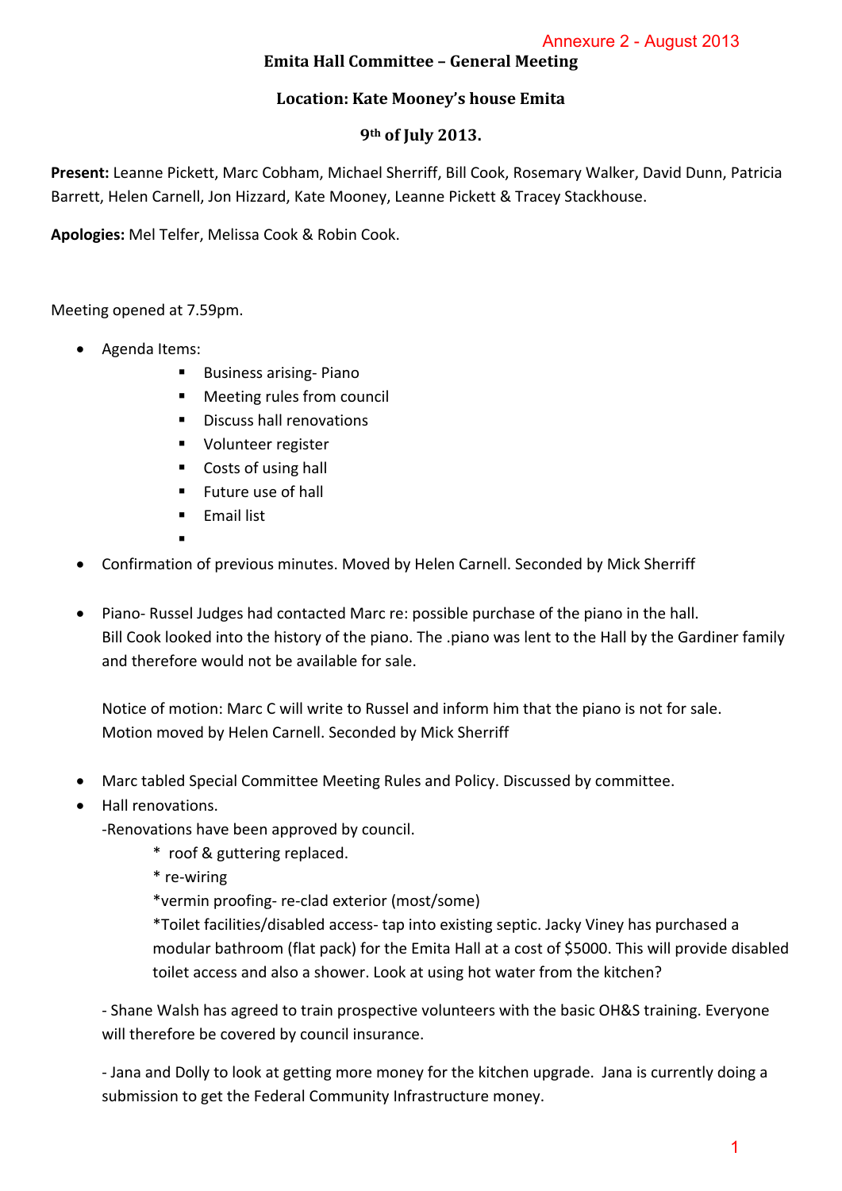Annexure 2 - August 2013

# Emita Hall Committee – General Meeting

## Location: Kate Mooney's house Emita

## 9th of July 2013.

**Present:** Leanne Pickett, Marc Cobham, Michael Sherriff, Bill Cook, Rosemary Walker, David Dunn, Patricia Barrett, Helen Carnell, Jon Hizzard, Kate Mooney, Leanne Pickett & Tracey Stackhouse.

**Apologies:** Mel Telfer, Melissa Cook & Robin Cook.

Meeting opened at 7.59pm.

- Agenda Items:
    - Business arising- Piano
    - Meeting rules from council
    - Discuss hall renovations
    - Volunteer register
    - Costs of using hall
    - Future use of hall
    - Email list
    - 
- Confirmation of previous minutes. Moved by Helen Carnell. Seconded by Mick Sherriff
- Piano- Russel Judges had contacted Marc re: possible purchase of the piano in the hall. Bill Cook looked into the history of the piano. The .piano was lent to the Hall by the Gardiner family and therefore would not be available for sale.

  Notice of motion: Marc C will write to Russel and inform him that the piano is not for sale. Motion moved by Helen Carnell. Seconded by Mick Sherriff

- Marc tabled Special Committee Meeting Rules and Policy. Discussed by committee.
- Hall renovations.

  -Renovations have been approved by council.

  \* roof & guttering replaced.

  \* re-wiring

  \*vermin proofing- re-clad exterior (most/some)

  \*Toilet facilities/disabled access- tap into existing septic. Jacky Viney has purchased a modular bathroom (flat pack) for the Emita Hall at a cost of $5000. This will provide disabled toilet access and also a shower. Look at using hot water from the kitchen?

  - Shane Walsh has agreed to train prospective volunteers with the basic OH&S training. Everyone will therefore be covered by council insurance.

  - Jana and Dolly to look at getting more money for the kitchen upgrade. Jana is currently doing a submission to get the Federal Community Infrastructure money.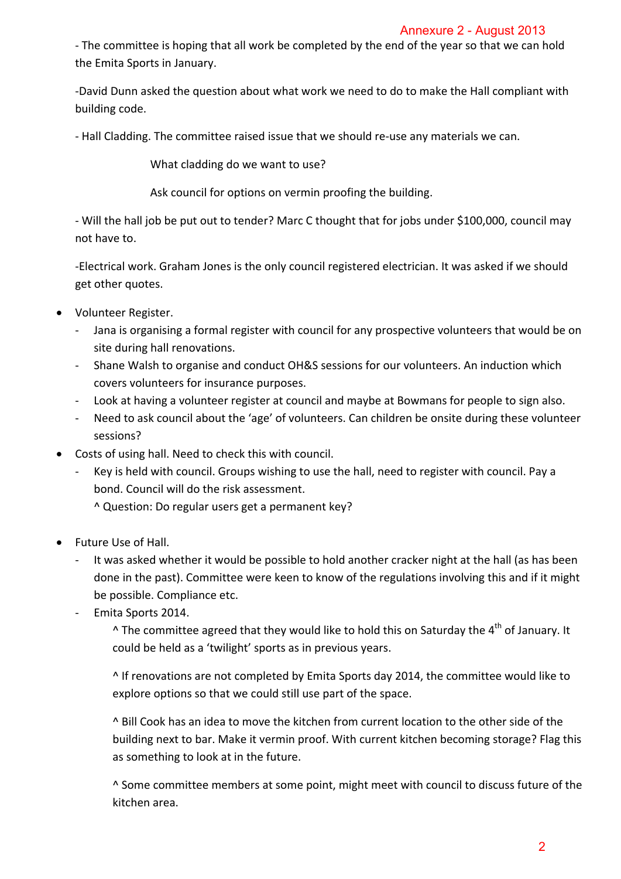Annexure 2 - August 2013

- The committee is hoping that all work be completed by the end of the year so that we can hold the Emita Sports in January.

-David Dunn asked the question about what work we need to do to make the Hall compliant with building code.

- Hall Cladding. The committee raised issue that we should re-use any materials we can.

  What cladding do we want to use?

  Ask council for options on vermin proofing the building.

- Will the hall job be put out to tender? Marc C thought that for jobs under $100,000, council may not have to.

-Electrical work. Graham Jones is the only council registered electrician. It was asked if we should get other quotes.

- Volunteer Register.
  - Jana is organising a formal register with council for any prospective volunteers that would be on site during hall renovations.
  - Shane Walsh to organise and conduct OH&S sessions for our volunteers. An induction which covers volunteers for insurance purposes.
  - Look at having a volunteer register at council and maybe at Bowmans for people to sign also.
  - Need to ask council about the 'age' of volunteers. Can children be onsite during these volunteer sessions?
- Costs of using hall. Need to check this with council.
  - Key is held with council. Groups wishing to use the hall, need to register with council. Pay a bond. Council will do the risk assessment.

    ^ Question: Do regular users get a permanent key?

- Future Use of Hall.
  - It was asked whether it would be possible to hold another cracker night at the hall (as has been done in the past). Committee were keen to know of the regulations involving this and if it might be possible. Compliance etc.
  - Emita Sports 2014.

    ^ The committee agreed that they would like to hold this on Saturday the 4th of January. It could be held as a 'twilight' sports as in previous years.

    ^ If renovations are not completed by Emita Sports day 2014, the committee would like to explore options so that we could still use part of the space.

    ^ Bill Cook has an idea to move the kitchen from current location to the other side of the building next to bar. Make it vermin proof. With current kitchen becoming storage? Flag this as something to look at in the future.

    ^ Some committee members at some point, might meet with council to discuss future of the kitchen area.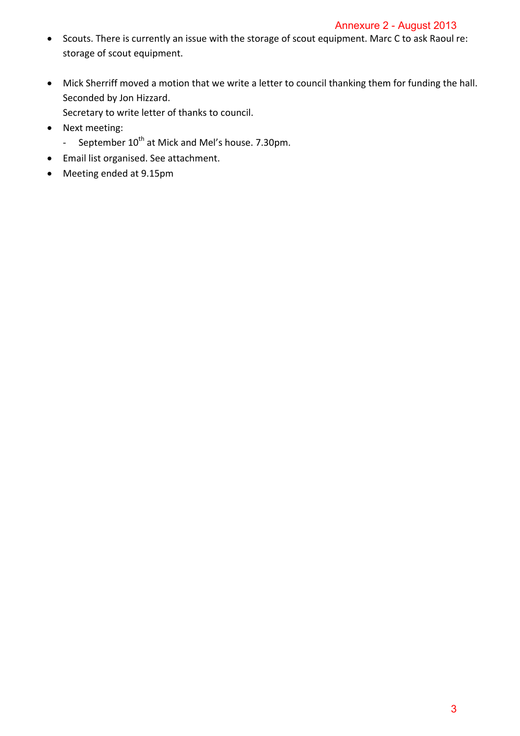- Scouts. There is currently an issue with the storage of scout equipment. Marc C to ask Raoul re: storage of scout equipment.

- Mick Sherriff moved a motion that we write a letter to council thanking them for funding the hall. Seconded by Jon Hizzard.
  Secretary to write letter of thanks to council.
- Next meeting:
  - September 10th at Mick and Mel's house. 7.30pm.
- Email list organised. See attachment.
- Meeting ended at 9.15pm